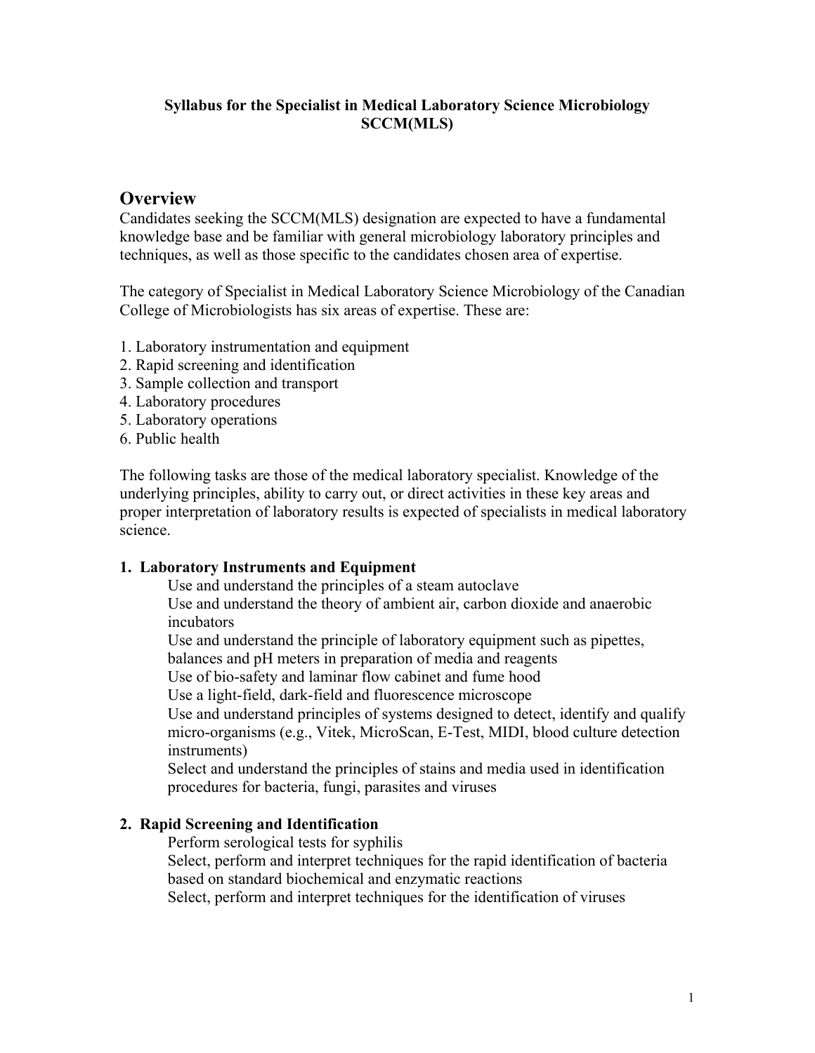**Syllabus for the Specialist in Medical Laboratory Science Microbiology SCCM(MLS)**

## Overview

Candidates seeking the SCCM(MLS) designation are expected to have a fundamental knowledge base and be familiar with general microbiology laboratory principles and techniques, as well as those specific to the candidates chosen area of expertise.

The category of Specialist in Medical Laboratory Science Microbiology of the Canadian College of Microbiologists has six areas of expertise. These are:

1. Laboratory instrumentation and equipment
2. Rapid screening and identification
3. Sample collection and transport
4. Laboratory procedures
5. Laboratory operations
6. Public health

The following tasks are those of the medical laboratory specialist. Knowledge of the underlying principles, ability to carry out, or direct activities in these key areas and proper interpretation of laboratory results is expected of specialists in medical laboratory science.

**1. Laboratory Instruments and Equipment**

- Use and understand the principles of a steam autoclave
- Use and understand the theory of ambient air, carbon dioxide and anaerobic incubators
- Use and understand the principle of laboratory equipment such as pipettes, balances and pH meters in preparation of media and reagents
- Use of bio-safety and laminar flow cabinet and fume hood
- Use a light-field, dark-field and fluorescence microscope
- Use and understand principles of systems designed to detect, identify and qualify micro-organisms (e.g., Vitek, MicroScan, E-Test, MIDI, blood culture detection instruments)
- Select and understand the principles of stains and media used in identification procedures for bacteria, fungi, parasites and viruses

**2. Rapid Screening and Identification**

- Perform serological tests for syphilis
- Select, perform and interpret techniques for the rapid identification of bacteria based on standard biochemical and enzymatic reactions
- Select, perform and interpret techniques for the identification of viruses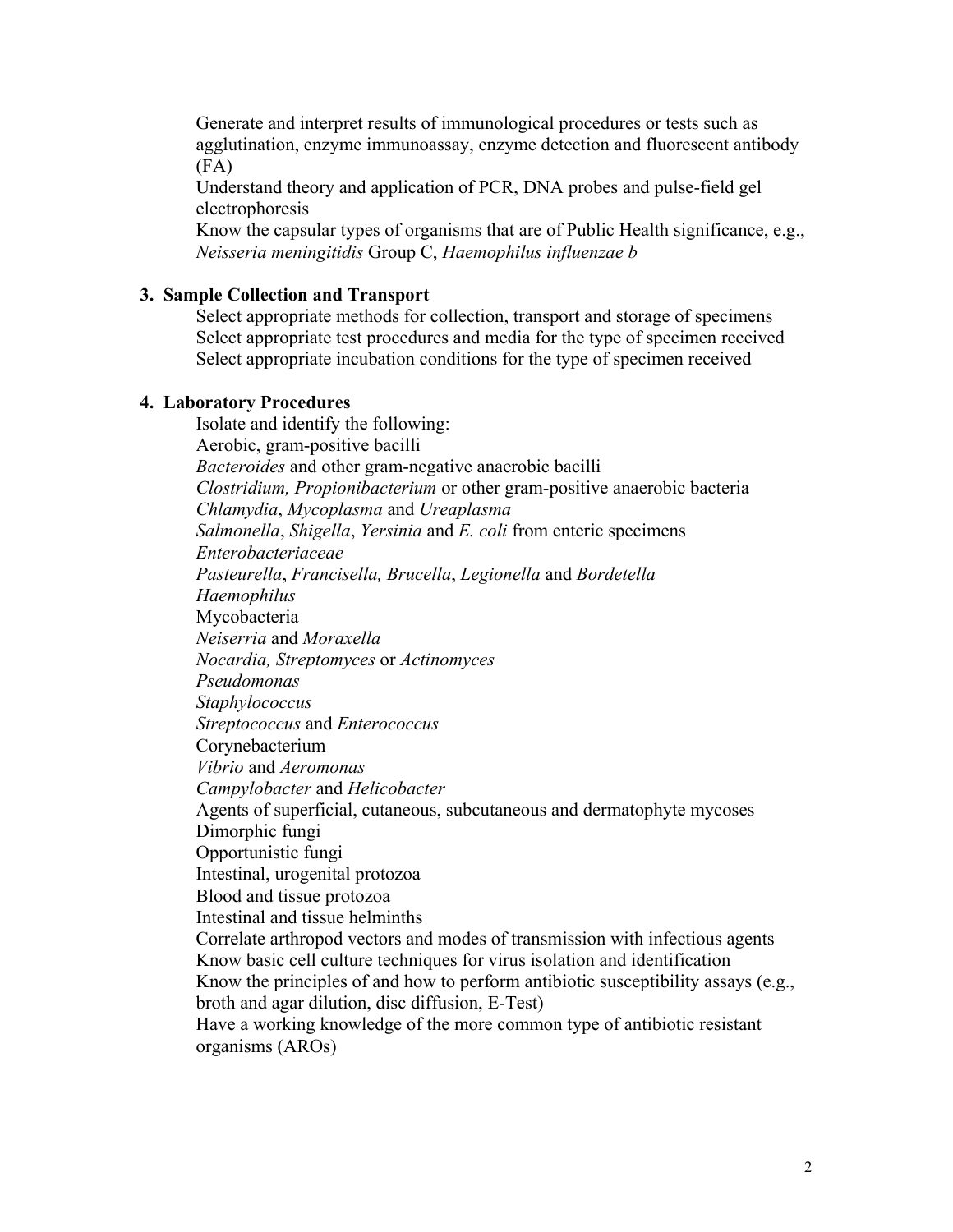Generate and interpret results of immunological procedures or tests such as agglutination, enzyme immunoassay, enzyme detection and fluorescent antibody (FA)

Understand theory and application of PCR, DNA probes and pulse-field gel electrophoresis

Know the capsular types of organisms that are of Public Health significance, e.g., *Neisseria meningitidis* Group C, *Haemophilus influenzae b*

### 3. Sample Collection and Transport

Select appropriate methods for collection, transport and storage of specimens

Select appropriate test procedures and media for the type of specimen received

Select appropriate incubation conditions for the type of specimen received

### 4. Laboratory Procedures

Isolate and identify the following:

Aerobic, gram-positive bacilli

*Bacteroides* and other gram-negative anaerobic bacilli

*Clostridium, Propionibacterium* or other gram-positive anaerobic bacteria

*Chlamydia*, *Mycoplasma* and *Ureaplasma*

*Salmonella*, *Shigella*, *Yersinia* and *E. coli* from enteric specimens

*Enterobacteriaceae*

*Pasteurella*, *Francisella, Brucella*, *Legionella* and *Bordetella*

*Haemophilus*

Mycobacteria

*Neiserria* and *Moraxella*

*Nocardia, Streptomyces* or *Actinomyces*

*Pseudomonas*

*Staphylococcus*

*Streptococcus* and *Enterococcus*

Corynebacterium

*Vibrio* and *Aeromonas*

*Campylobacter* and *Helicobacter*

Agents of superficial, cutaneous, subcutaneous and dermatophyte mycoses

Dimorphic fungi

Opportunistic fungi

Intestinal, urogenital protozoa

Blood and tissue protozoa

Intestinal and tissue helminths

Correlate arthropod vectors and modes of transmission with infectious agents

Know basic cell culture techniques for virus isolation and identification

Know the principles of and how to perform antibiotic susceptibility assays (e.g., broth and agar dilution, disc diffusion, E-Test)

Have a working knowledge of the more common type of antibiotic resistant organisms (AROs)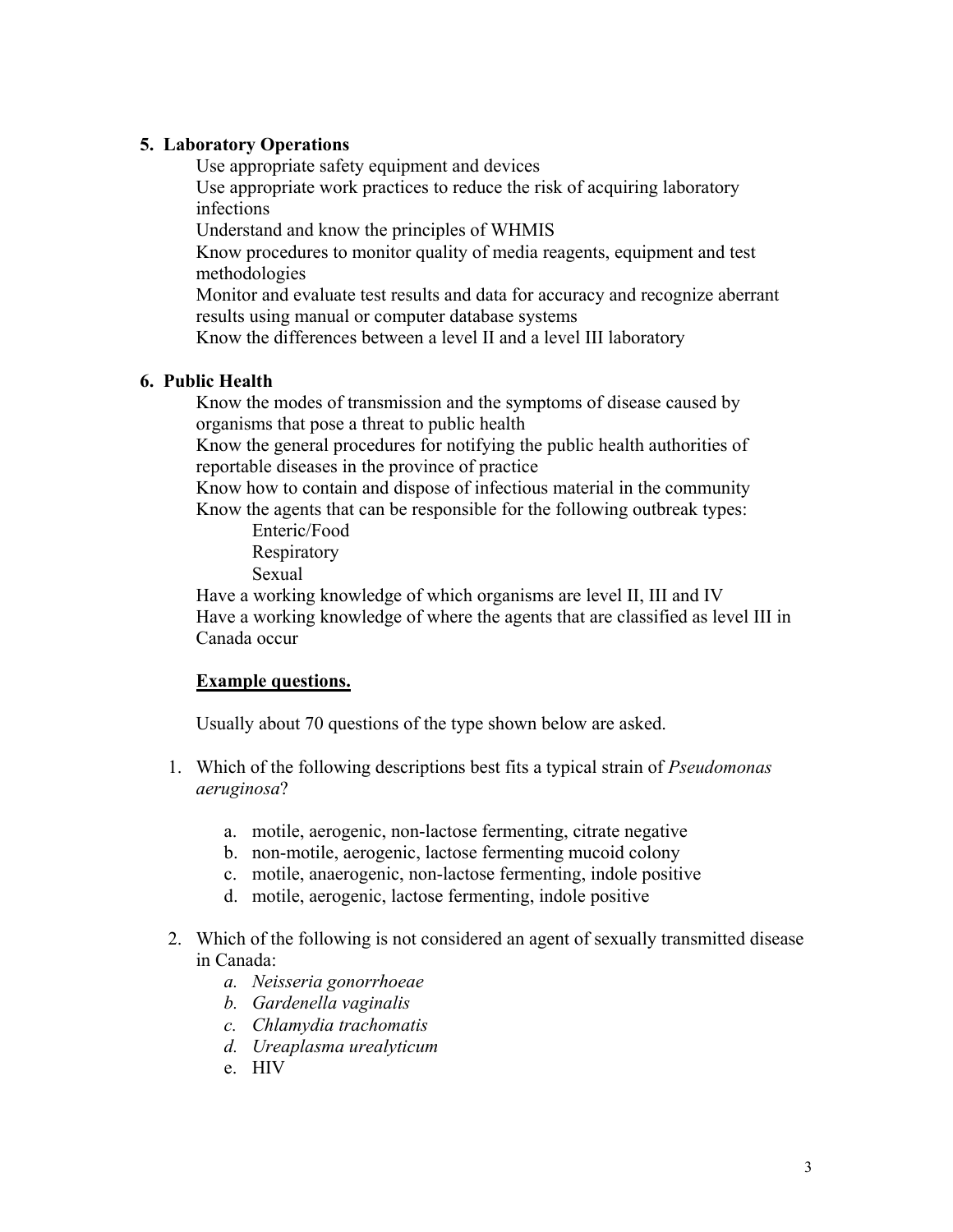## 5. Laboratory Operations

Use appropriate safety equipment and devices
Use appropriate work practices to reduce the risk of acquiring laboratory infections
Understand and know the principles of WHMIS
Know procedures to monitor quality of media reagents, equipment and test methodologies
Monitor and evaluate test results and data for accuracy and recognize aberrant results using manual or computer database systems
Know the differences between a level II and a level III laboratory

## 6. Public Health

Know the modes of transmission and the symptoms of disease caused by organisms that pose a threat to public health
Know the general procedures for notifying the public health authorities of reportable diseases in the province of practice
Know how to contain and dispose of infectious material in the community
Know the agents that can be responsible for the following outbreak types:

Enteric/Food
Respiratory
Sexual

Have a working knowledge of which organisms are level II, III and IV
Have a working knowledge of where the agents that are classified as level III in Canada occur

**<u>Example questions.</u>**

Usually about 70 questions of the type shown below are asked.

1. Which of the following descriptions best fits a typical strain of *Pseudomonas aeruginosa*?
   a. motile, aerogenic, non-lactose fermenting, citrate negative
   b. non-motile, aerogenic, lactose fermenting mucoid colony
   c. motile, anaerogenic, non-lactose fermenting, indole positive
   d. motile, aerogenic, lactose fermenting, indole positive

2. Which of the following is not considered an agent of sexually transmitted disease in Canada:
   a. *Neisseria gonorrhoeae*
   b. *Gardenella vaginalis*
   c. *Chlamydia trachomatis*
   d. *Ureaplasma urealyticum*
   e. HIV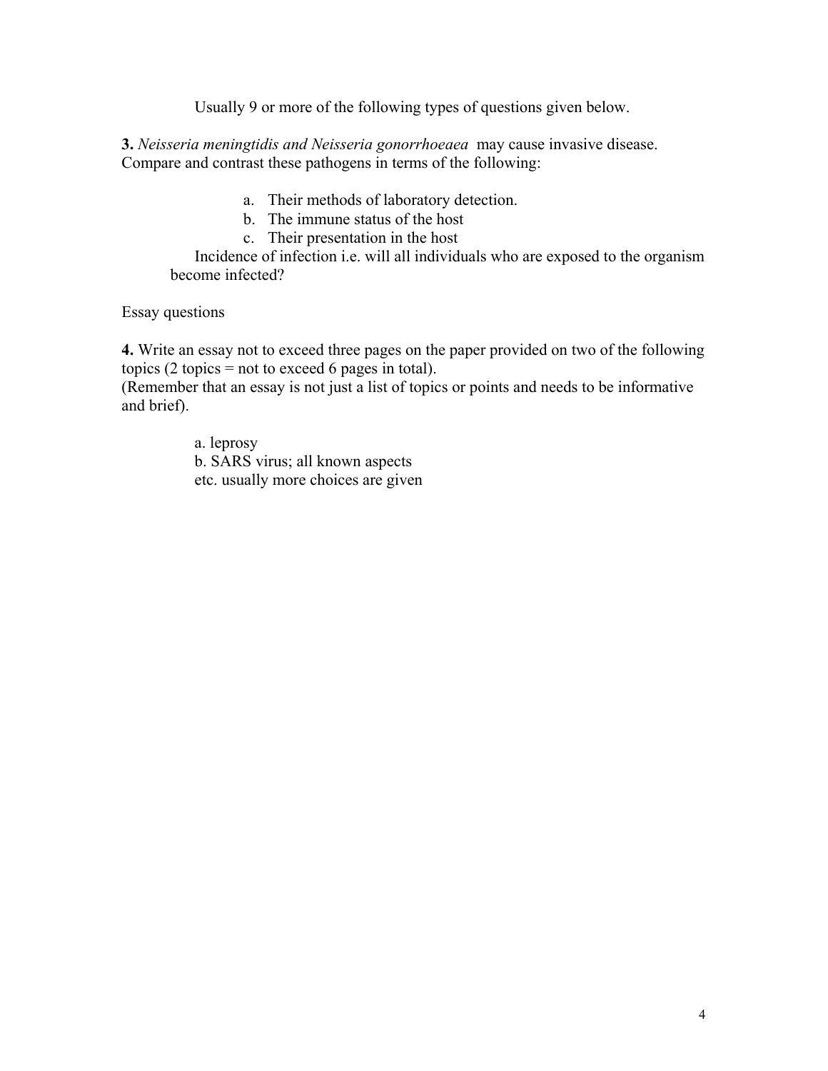Usually 9 or more of the following types of questions given below.

**3.** *Neisseria meningtidis and Neisseria gonorrhoeaea* may cause invasive disease. Compare and contrast these pathogens in terms of the following:

a. Their methods of laboratory detection.
b. The immune status of the host
c. Their presentation in the host

Incidence of infection i.e. will all individuals who are exposed to the organism become infected?

Essay questions

**4.** Write an essay not to exceed three pages on the paper provided on two of the following topics (2 topics = not to exceed 6 pages in total).
(Remember that an essay is not just a list of topics or points and needs to be informative and brief).

a. leprosy
b. SARS virus; all known aspects
etc. usually more choices are given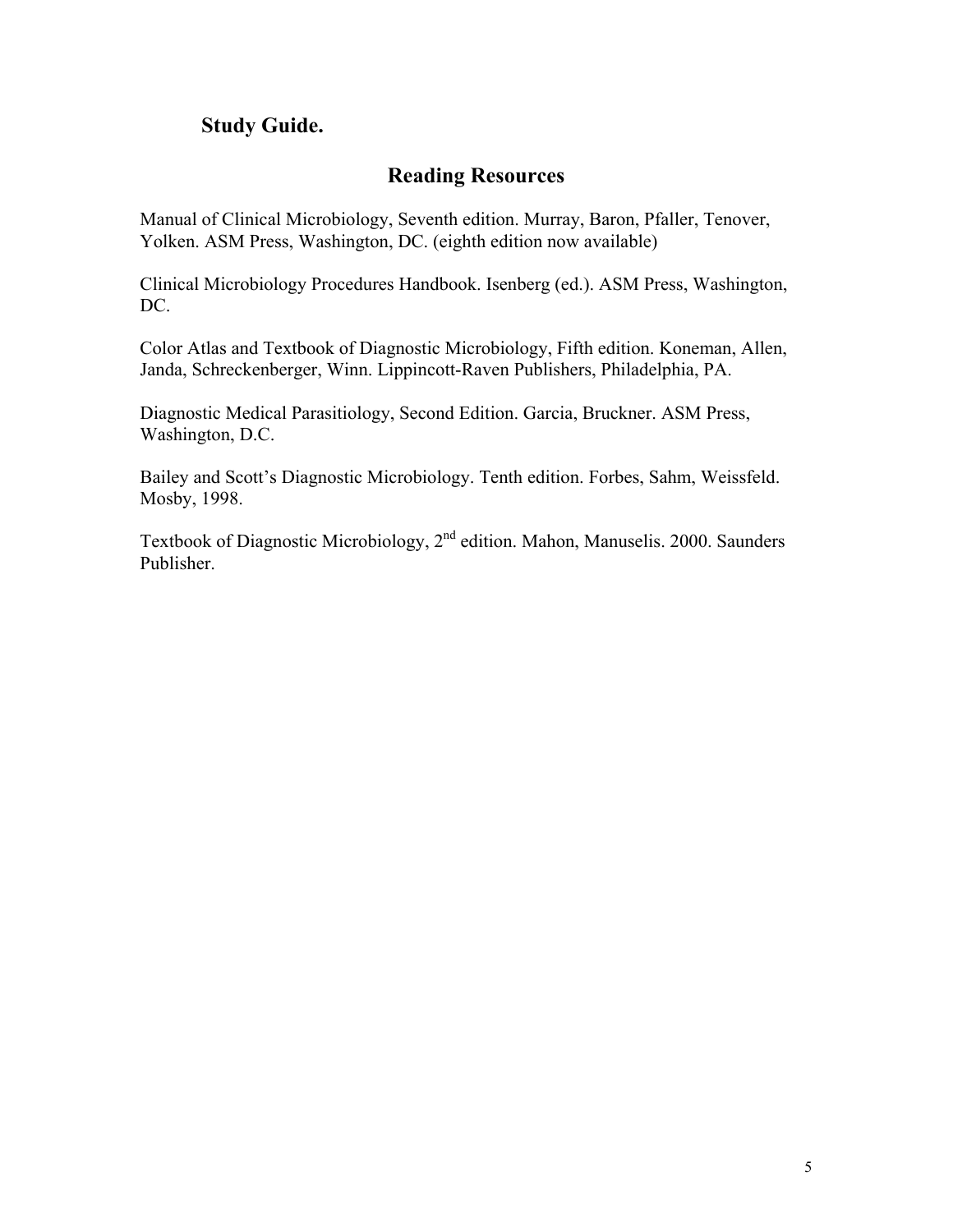## Study Guide.

### Reading Resources

Manual of Clinical Microbiology, Seventh edition. Murray, Baron, Pfaller, Tenover, Yolken. ASM Press, Washington, DC. (eighth edition now available)

Clinical Microbiology Procedures Handbook. Isenberg (ed.). ASM Press, Washington, DC.

Color Atlas and Textbook of Diagnostic Microbiology, Fifth edition. Koneman, Allen, Janda, Schreckenberger, Winn. Lippincott-Raven Publishers, Philadelphia, PA.

Diagnostic Medical Parasitiology, Second Edition. Garcia, Bruckner. ASM Press, Washington, D.C.

Bailey and Scott's Diagnostic Microbiology. Tenth edition. Forbes, Sahm, Weissfeld. Mosby, 1998.

Textbook of Diagnostic Microbiology, 2nd edition. Mahon, Manuselis. 2000. Saunders Publisher.